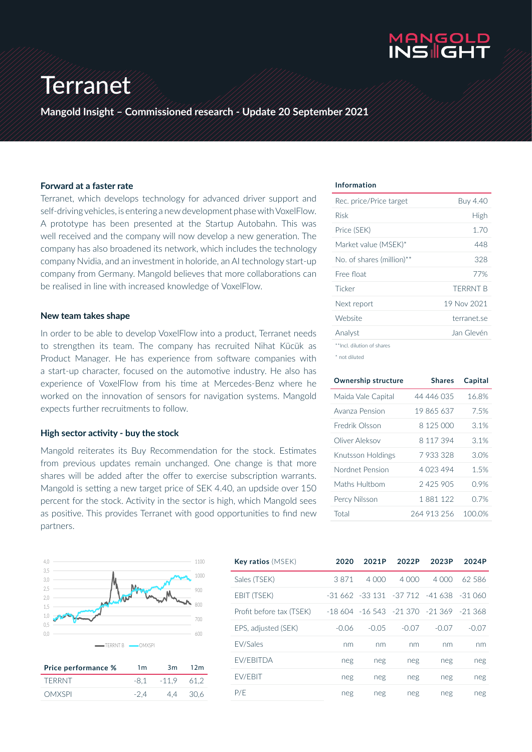# Terranet

**Mangold Insight – Commissioned research - Update 20 September 2021**

### Forward at a faster rate

Terranet, which develops technology for advanced driver support and self-driving vehicles, is entering a new development phase with VoxelFlow. A prototype has been presented at the Startup Autobahn. This was well received and the company will now develop a new generation. The company has also broadened its network, which includes the technology company Nvidia, and an investment in holoride, an AI technology start-up company from Germany. Mangold believes that more collaborations can be realised in line with increased knowledge of VoxelFlow.

### New team takes shape

In order to be able to develop VoxelFlow into a product, Terranet needs to strengthen its team. The company has recruited Nihat Kücük as Product Manager. He has experience from software companies with a start-up character, focused on the automotive industry. He also has experience of VoxelFlow from his time at Mercedes-Benz where he worked on the innovation of sensors for navigation systems. Mangold expects further recruitments to follow.

### High sector activity - buy the stock

Mangold reiterates its Buy Recommendation for the stock. Estimates from previous updates remain unchanged. One change is that more shares will be added after the offer to exercise subscription warrants. Mangold is setting a new target price of SEK 4.40, an updside over 150 percent for the stock. Activity in the sector is high, which Mangold sees as positive. This provides Terranet with good opportunities to find new partners.

| Information | |
|---|---|
| Rec. price/Price target | Buy 4.40 |
| Risk | High |
| Price (SEK) | 1.70 |
| Market value (MSEK)* | 448 |
| No. of shares (million)** | 328 |
| Free float | 77% |
| Ticker | TERRNT B |
| Next report | 19 Nov 2021 |
| Website | terranet.se |
| Analyst | Jan Glevén |

**Incl. dilution of shares

* not diluted

| Ownership structure | Shares | Capital |
|---|---|---|
| Maida Vale Capital | 44 446 035 | 16.8% |
| Avanza Pension | 19 865 637 | 7.5% |
| Fredrik Olsson | 8 125 000 | 3.1% |
| Oliver Aleksov | 8 117 394 | 3.1% |
| Knutsson Holdings | 7 933 328 | 3.0% |
| Nordnet Pension | 4 023 494 | 1.5% |
| Maths Hultbom | 2 425 905 | 0.9% |
| Percy Nilsson | 1 881 122 | 0.7% |
| Total | 264 913 256 | 100.0% |

| Price performance % | 1m | 3m | 12m |
|---|---|---|---|
| TERRNT | -8,1 | -11,9 | 61,2 |
| OMXSPI | -2,4 | 4,4 | 30,6 |

| Key ratios (MSEK) | 2020 | 2021P | 2022P | 2023P | 2024P |
|---|---|---|---|---|---|
| Sales (TSEK) | 3 871 | 4 000 | 4 000 | 4 000 | 62 586 |
| EBIT (TSEK) | -31 662 | -33 131 | -37 712 | -41 638 | -31 060 |
| Profit before tax (TSEK) | -18 604 | -16 543 | -21 370 | -21 369 | -21 368 |
| EPS, adjusted (SEK) | -0.06 | -0.05 | -0.07 | -0.07 | -0.07 |
| EV/Sales | nm | nm | nm | nm | nm |
| EV/EBITDA | neg | neg | neg | neg | neg |
| EV/EBIT | neg | neg | neg | neg | neg |
| P/E | neg | neg | neg | neg | neg |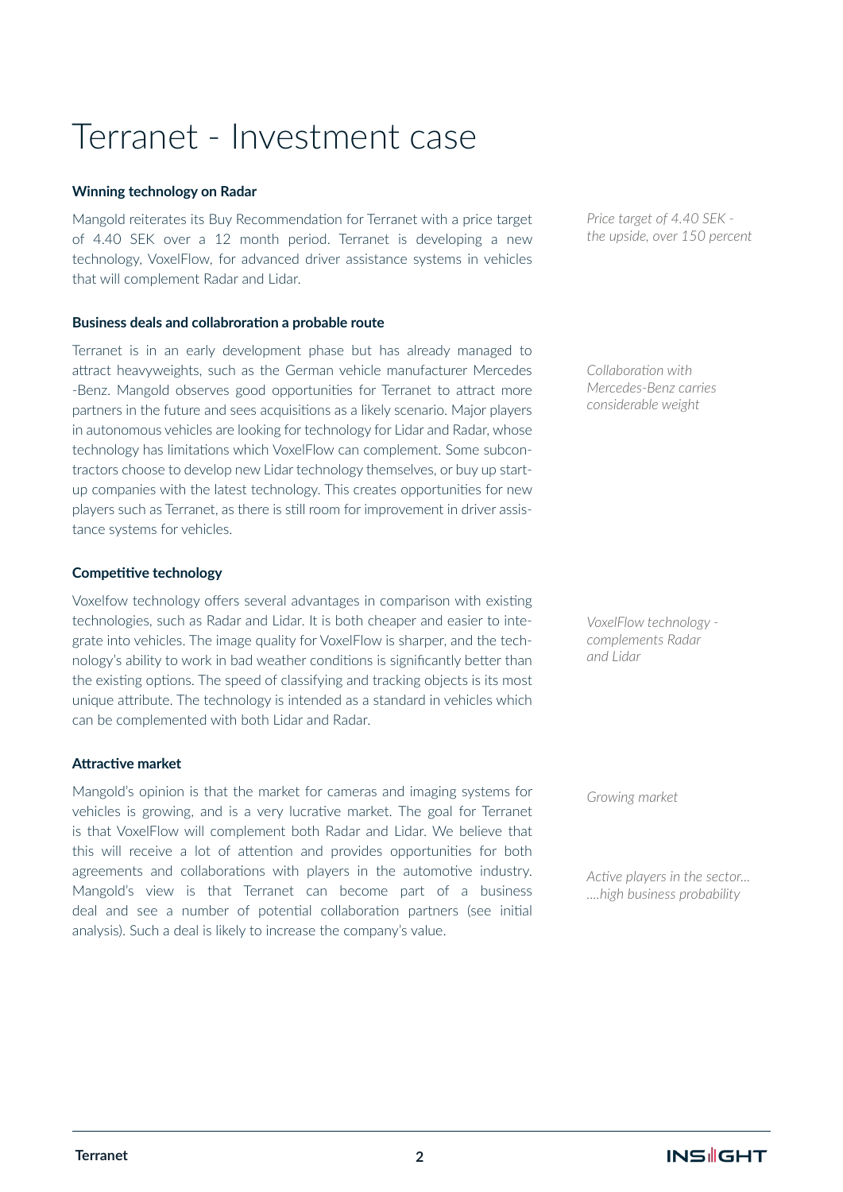# Terranet - Investment case

**Winning technology on Radar**

Mangold reiterates its Buy Recommendation for Terranet with a price target of 4.40 SEK over a 12 month period. Terranet is developing a new technology, VoxelFlow, for advanced driver assistance systems in vehicles that will complement Radar and Lidar.

*Price target of 4.40 SEK - the upside, over 150 percent*

**Business deals and collabroration a probable route**

Terranet is in an early development phase but has already managed to attract heavyweights, such as the German vehicle manufacturer Mercedes -Benz. Mangold observes good opportunities for Terranet to attract more partners in the future and sees acquisitions as a likely scenario. Major players in autonomous vehicles are looking for technology for Lidar and Radar, whose technology has limitations which VoxelFlow can complement. Some subcontractors choose to develop new Lidar technology themselves, or buy up start-up companies with the latest technology. This creates opportunities for new players such as Terranet, as there is still room for improvement in driver assistance systems for vehicles.

*Collaboration with Mercedes-Benz carries considerable weight*

**Competitive technology**

Voxelfow technology offers several advantages in comparison with existing technologies, such as Radar and Lidar. It is both cheaper and easier to integrate into vehicles. The image quality for VoxelFlow is sharper, and the technology's ability to work in bad weather conditions is significantly better than the existing options. The speed of classifying and tracking objects is its most unique attribute. The technology is intended as a standard in vehicles which can be complemented with both Lidar and Radar.

*VoxelFlow technology - complements Radar and Lidar*

**Attractive market**

Mangold's opinion is that the market for cameras and imaging systems for vehicles is growing, and is a very lucrative market. The goal for Terranet is that VoxelFlow will complement both Radar and Lidar. We believe that this will receive a lot of attention and provides opportunities for both agreements and collaborations with players in the automotive industry. Mangold's view is that Terranet can become part of a business deal and see a number of potential collaboration partners (see initial analysis). Such a deal is likely to increase the company's value.

*Growing market*

*Active players in the sector... ....high business probability*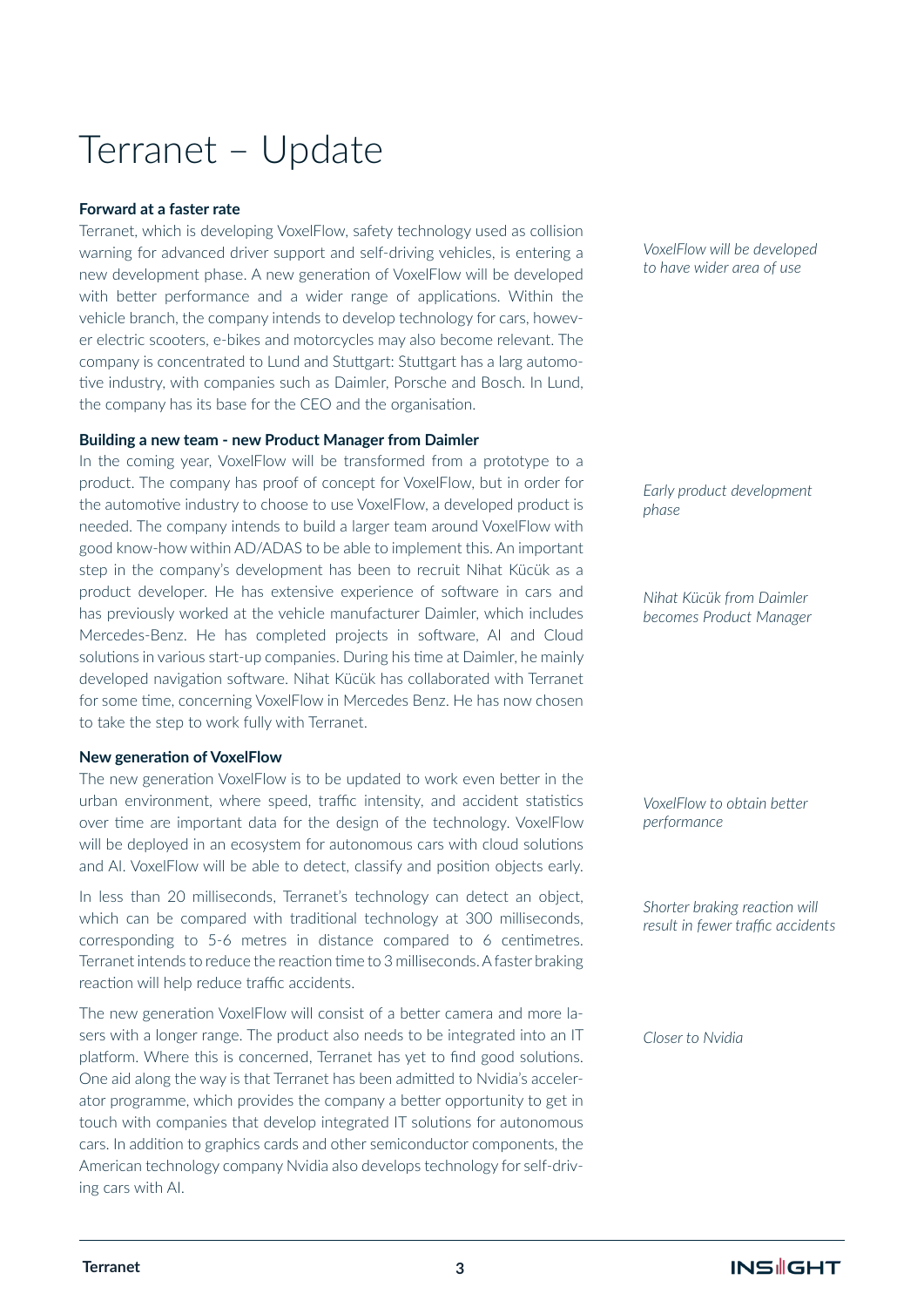# Terranet – Update

**Forward at a faster rate**

Terranet, which is developing VoxelFlow, safety technology used as collision warning for advanced driver support and self-driving vehicles, is entering a new development phase. A new generation of VoxelFlow will be developed with better performance and a wider range of applications. Within the vehicle branch, the company intends to develop technology for cars, however electric scooters, e-bikes and motorcycles may also become relevant. The company is concentrated to Lund and Stuttgart: Stuttgart has a larg automotive industry, with companies such as Daimler, Porsche and Bosch. In Lund, the company has its base for the CEO and the organisation.

*VoxelFlow will be developed to have wider area of use*

**Building a new team - new Product Manager from Daimler**

In the coming year, VoxelFlow will be transformed from a prototype to a product. The company has proof of concept for VoxelFlow, but in order for the automotive industry to choose to use VoxelFlow, a developed product is needed. The company intends to build a larger team around VoxelFlow with good know-how within AD/ADAS to be able to implement this. An important step in the company's development has been to recruit Nihat Kücük as a product developer. He has extensive experience of software in cars and has previously worked at the vehicle manufacturer Daimler, which includes Mercedes-Benz. He has completed projects in software, AI and Cloud solutions in various start-up companies. During his time at Daimler, he mainly developed navigation software. Nihat Kücük has collaborated with Terranet for some time, concerning VoxelFlow in Mercedes Benz. He has now chosen to take the step to work fully with Terranet.

*Early product development phase*

*Nihat Kücük from Daimler becomes Product Manager*

**New generation of VoxelFlow**

The new generation VoxelFlow is to be updated to work even better in the urban environment, where speed, traffic intensity, and accident statistics over time are important data for the design of the technology. VoxelFlow will be deployed in an ecosystem for autonomous cars with cloud solutions and AI. VoxelFlow will be able to detect, classify and position objects early.

*VoxelFlow to obtain better performance*

In less than 20 milliseconds, Terranet's technology can detect an object, which can be compared with traditional technology at 300 milliseconds, corresponding to 5-6 metres in distance compared to 6 centimetres. Terranet intends to reduce the reaction time to 3 milliseconds. A faster braking reaction will help reduce traffic accidents.

*Shorter braking reaction will result in fewer traffic accidents*

The new generation VoxelFlow will consist of a better camera and more lasers with a longer range. The product also needs to be integrated into an IT platform. Where this is concerned, Terranet has yet to find good solutions. One aid along the way is that Terranet has been admitted to Nvidia's accelerator programme, which provides the company a better opportunity to get in touch with companies that develop integrated IT solutions for autonomous cars. In addition to graphics cards and other semiconductor components, the American technology company Nvidia also develops technology for self-driving cars with AI.

*Closer to Nvidia*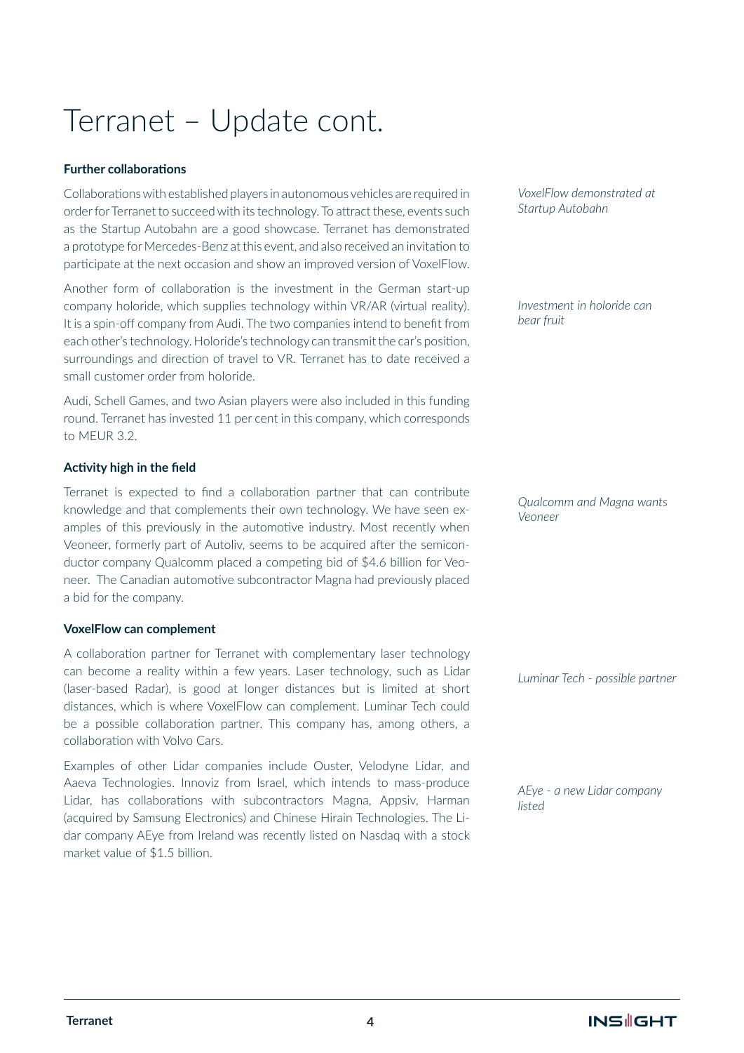# Terranet – Update cont.

**Further collaborations**

*VoxelFlow demonstrated at Startup Autobahn*

Collaborations with established players in autonomous vehicles are required in order for Terranet to succeed with its technology. To attract these, events such as the Startup Autobahn are a good showcase. Terranet has demonstrated a prototype for Mercedes-Benz at this event, and also received an invitation to participate at the next occasion and show an improved version of VoxelFlow.

*Investment in holoride can bear fruit*

Another form of collaboration is the investment in the German start-up company holoride, which supplies technology within VR/AR (virtual reality). It is a spin-off company from Audi. The two companies intend to benefit from each other's technology. Holoride's technology can transmit the car's position, surroundings and direction of travel to VR. Terranet has to date received a small customer order from holoride.

Audi, Schell Games, and two Asian players were also included in this funding round. Terranet has invested 11 per cent in this company, which corresponds to MEUR 3.2.

**Activity high in the field**

*Qualcomm and Magna wants Veoneer*

Terranet is expected to find a collaboration partner that can contribute knowledge and that complements their own technology. We have seen examples of this previously in the automotive industry. Most recently when Veoneer, formerly part of Autoliv, seems to be acquired after the semiconductor company Qualcomm placed a competing bid of $4.6 billion for Veoneer. The Canadian automotive subcontractor Magna had previously placed a bid for the company.

**VoxelFlow can complement**

*Luminar Tech - possible partner*

A collaboration partner for Terranet with complementary laser technology can become a reality within a few years. Laser technology, such as Lidar (laser-based Radar), is good at longer distances but is limited at short distances, which is where VoxelFlow can complement. Luminar Tech could be a possible collaboration partner. This company has, among others, a collaboration with Volvo Cars.

*AEye - a new Lidar company listed*

Examples of other Lidar companies include Ouster, Velodyne Lidar, and Aaeva Technologies. Innoviz from Israel, which intends to mass-produce Lidar, has collaborations with subcontractors Magna, Appsiv, Harman (acquired by Samsung Electronics) and Chinese Hirain Technologies. The Lidar company AEye from Ireland was recently listed on Nasdaq with a stock market value of $1.5 billion.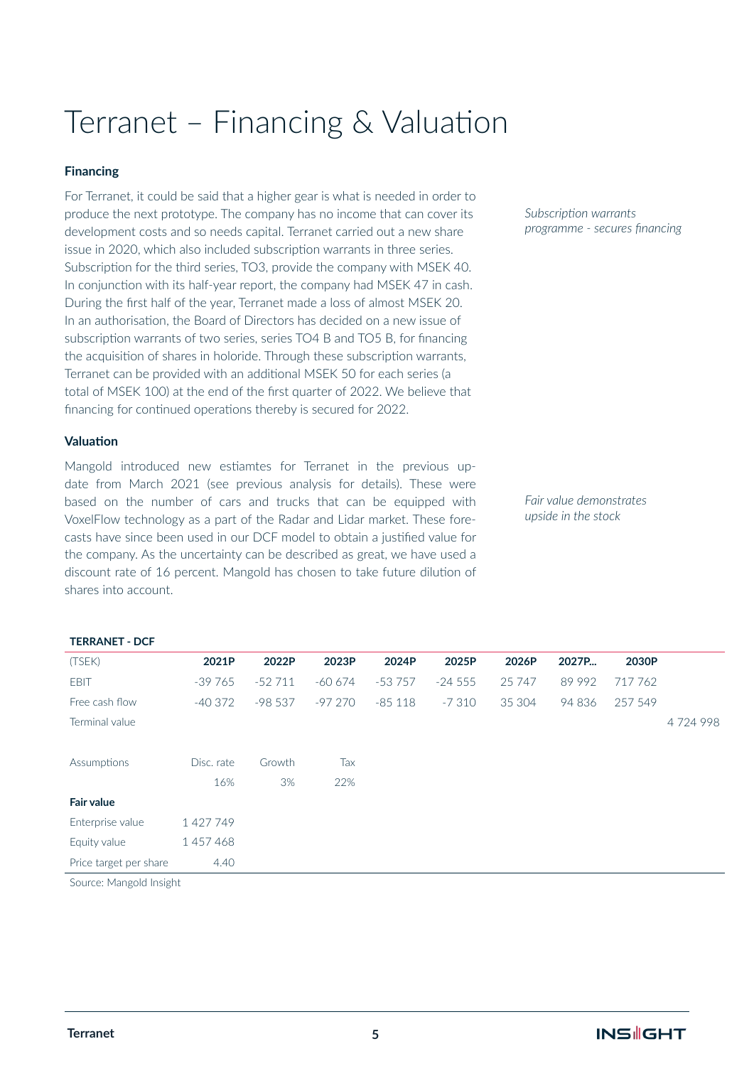# Terranet – Financing & Valuation

### Financing

*Subscription warrants programme - secures financing*

For Terranet, it could be said that a higher gear is what is needed in order to produce the next prototype. The company has no income that can cover its development costs and so needs capital. Terranet carried out a new share issue in 2020, which also included subscription warrants in three series. Subscription for the third series, TO3, provide the company with MSEK 40. In conjunction with its half-year report, the company had MSEK 47 in cash. During the first half of the year, Terranet made a loss of almost MSEK 20. In an authorisation, the Board of Directors has decided on a new issue of subscription warrants of two series, series TO4 B and TO5 B, for financing the acquisition of shares in holoride. Through these subscription warrants, Terranet can be provided with an additional MSEK 50 for each series (a total of MSEK 100) at the end of the first quarter of 2022. We believe that financing for continued operations thereby is secured for 2022.

### Valuation

*Fair value demonstrates upside in the stock*

Mangold introduced new estiamtes for Terranet in the previous update from March 2021 (see previous analysis for details). These were based on the number of cars and trucks that can be equipped with VoxelFlow technology as a part of the Radar and Lidar market. These forecasts have since been used in our DCF model to obtain a justified value for the company. As the uncertainty can be described as great, we have used a discount rate of 16 percent. Mangold has chosen to take future dilution of shares into account.

**TERRANET - DCF**

| (TSEK) | 2021P | 2022P | 2023P | 2024P | 2025P | 2026P | 2027P... | 2030P | |
|---|---|---|---|---|---|---|---|---|---|
| EBIT | -39 765 | -52 711 | -60 674 | -53 757 | -24 555 | 25 747 | 89 992 | 717 762 | |
| Free cash flow | -40 372 | -98 537 | -97 270 | -85 118 | -7 310 | 35 304 | 94 836 | 257 549 | |
| Terminal value | | | | | | | | | 4 724 998 |
| | | | | | | | | | |
| Assumptions | Disc. rate | Growth | Tax | | | | | | |
| | 16% | 3% | 22% | | | | | | |
| **Fair value** | | | | | | | | | |
| Enterprise value | 1 427 749 | | | | | | | | |
| Equity value | 1 457 468 | | | | | | | | |
| Price target per share | 4.40 | | | | | | | | |

Source: Mangold Insight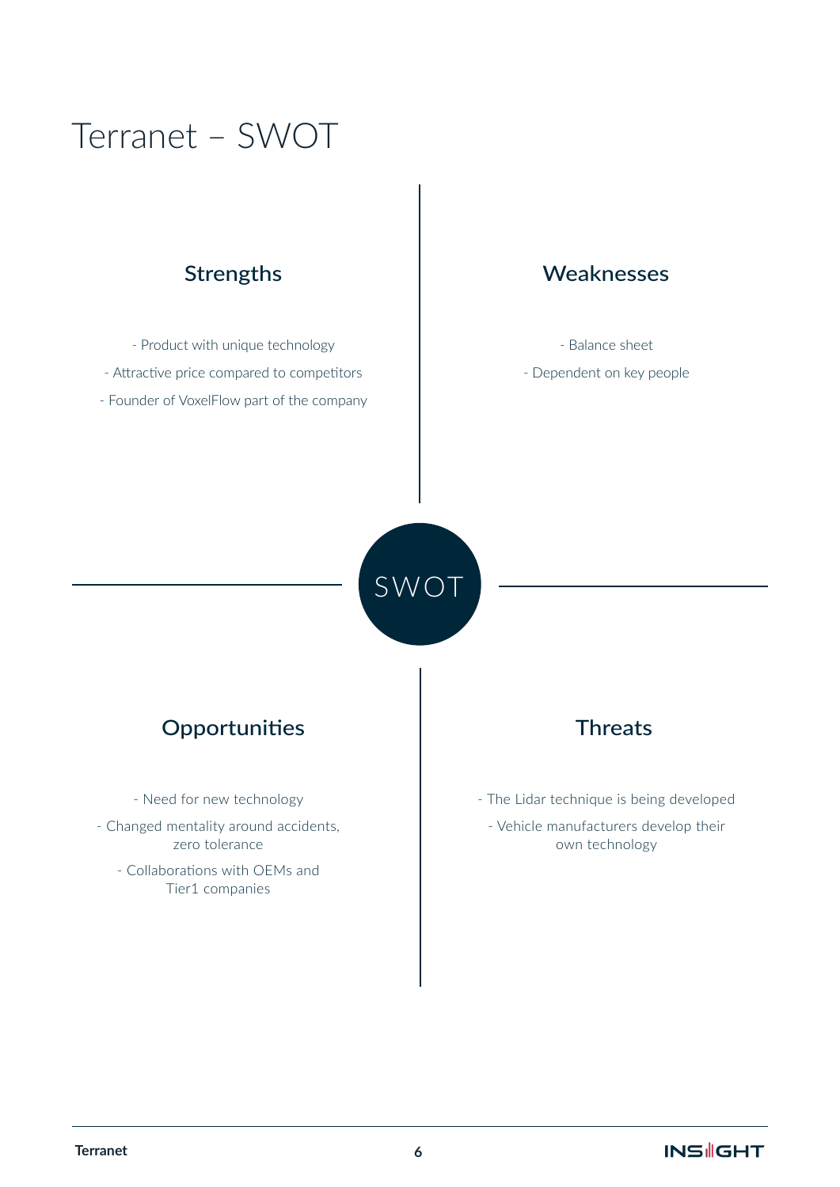# Terranet – SWOT

## Strengths

- Product with unique technology
- Attractive price compared to competitors
- Founder of VoxelFlow part of the company

## Weaknesses

- Balance sheet
- Dependent on key people

## Opportunities

- Need for new technology
- Changed mentality around accidents, zero tolerance
- Collaborations with OEMs and Tier1 companies

## Threats

- The Lidar technique is being developed
- Vehicle manufacturers develop their own technology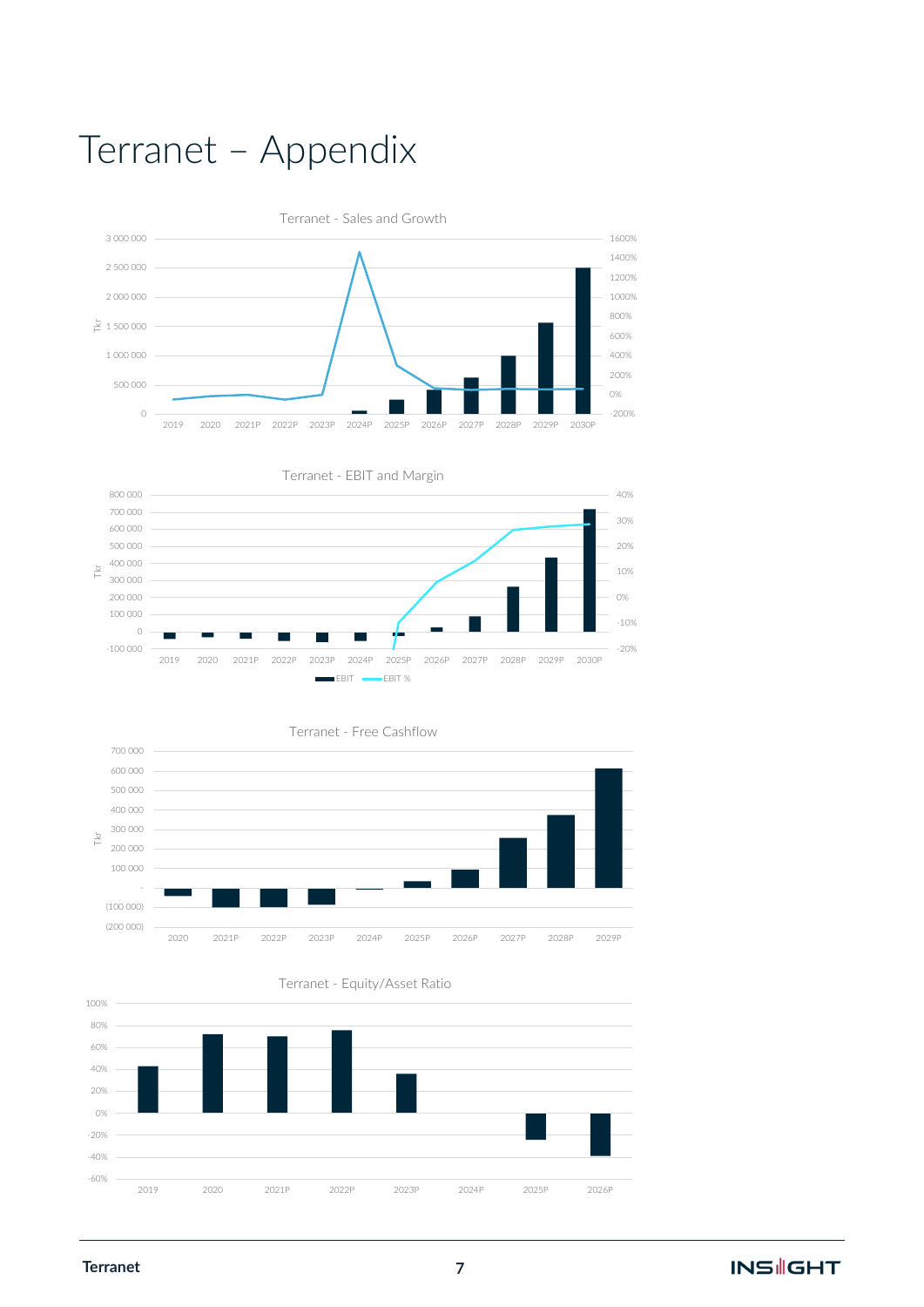# Terranet – Appendix

Terranet - Sales and Growth

Terranet - EBIT and Margin

Terranet - Free Cashflow

Terranet - Equity/Asset Ratio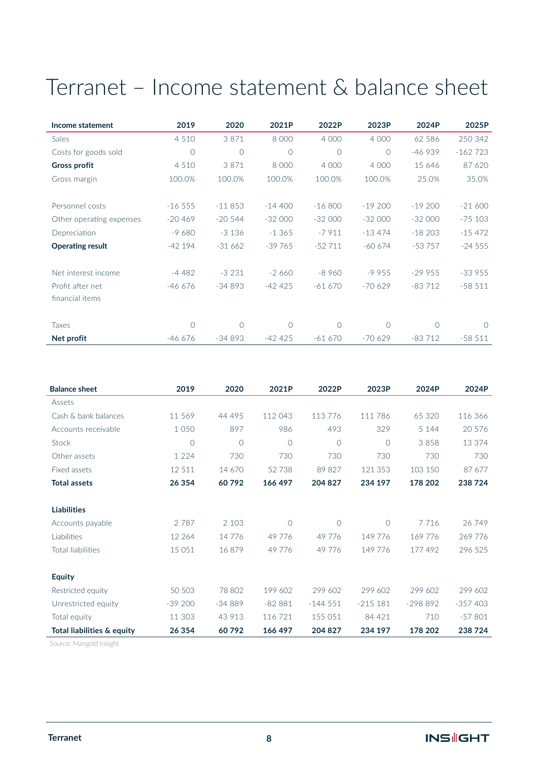# Terranet – Income statement & balance sheet

| Income statement | 2019 | 2020 | 2021P | 2022P | 2023P | 2024P | 2025P |
|---|---|---|---|---|---|---|---|
| Sales | 4 510 | 3 871 | 8 000 | 4 000 | 4 000 | 62 586 | 250 342 |
| Costs for goods sold | 0 | 0 | 0 | 0 | 0 | -46 939 | -162 723 |
| **Gross profit** | 4 510 | 3 871 | 8 000 | 4 000 | 4 000 | 15 646 | 87 620 |
| Gross margin | 100.0% | 100.0% | 100.0% | 100.0% | 100.0% | 25.0% | 35.0% |
| | | | | | | | |
| Personnel costs | -16 555 | -11 853 | -14 400 | -16 800 | -19 200 | -19 200 | -21 600 |
| Other operating expenses | -20 469 | -20 544 | -32 000 | -32 000 | -32 000 | -32 000 | -75 103 |
| Depreciation | -9 680 | -3 136 | -1 365 | -7 911 | -13 474 | -18 203 | -15 472 |
| **Operating result** | -42 194 | -31 662 | -39 765 | -52 711 | -60 674 | -53 757 | -24 555 |
| | | | | | | | |
| Net interest income | -4 482 | -3 231 | -2 660 | -8 960 | -9 955 | -29 955 | -33 955 |
| Profit after net financial items | -46 676 | -34 893 | -42 425 | -61 670 | -70 629 | -83 712 | -58 511 |
| | | | | | | | |
| Taxes | 0 | 0 | 0 | 0 | 0 | 0 | 0 |
| **Net profit** | -46 676 | -34 893 | -42 425 | -61 670 | -70 629 | -83 712 | -58 511 |

| Balance sheet | 2019 | 2020 | 2021P | 2022P | 2023P | 2024P | 2024P |
|---|---|---|---|---|---|---|---|
| Assets | | | | | | | |
| Cash & bank balances | 11 569 | 44 495 | 112 043 | 113 776 | 111 786 | 65 320 | 116 366 |
| Accounts receivable | 1 050 | 897 | 986 | 493 | 329 | 5 144 | 20 576 |
| Stock | 0 | 0 | 0 | 0 | 0 | 3 858 | 13 374 |
| Other assets | 1 224 | 730 | 730 | 730 | 730 | 730 | 730 |
| Fixed assets | 12 511 | 14 670 | 52 738 | 89 827 | 121 353 | 103 150 | 87 677 |
| **Total assets** | **26 354** | **60 792** | **166 497** | **204 827** | **234 197** | **178 202** | **238 724** |
| | | | | | | | |
| **Liabilities** | | | | | | | |
| Accounts payable | 2 787 | 2 103 | 0 | 0 | 0 | 7 716 | 26 749 |
| Liabilities | 12 264 | 14 776 | 49 776 | 49 776 | 149 776 | 169 776 | 269 776 |
| Total liabilities | 15 051 | 16 879 | 49 776 | 49 776 | 149 776 | 177 492 | 296 525 |
| | | | | | | | |
| **Equity** | | | | | | | |
| Restricted equity | 50 503 | 78 802 | 199 602 | 299 602 | 299 602 | 299 602 | 299 602 |
| Unrestricted equity | -39 200 | -34 889 | -82 881 | -144 551 | -215 181 | -298 892 | -357 403 |
| Total equity | 11 303 | 43 913 | 116 721 | 155 051 | 84 421 | 710 | -57 801 |
| **Total liabilities & equity** | **26 354** | **60 792** | **166 497** | **204 827** | **234 197** | **178 202** | **238 724** |

Source: Mangold Insight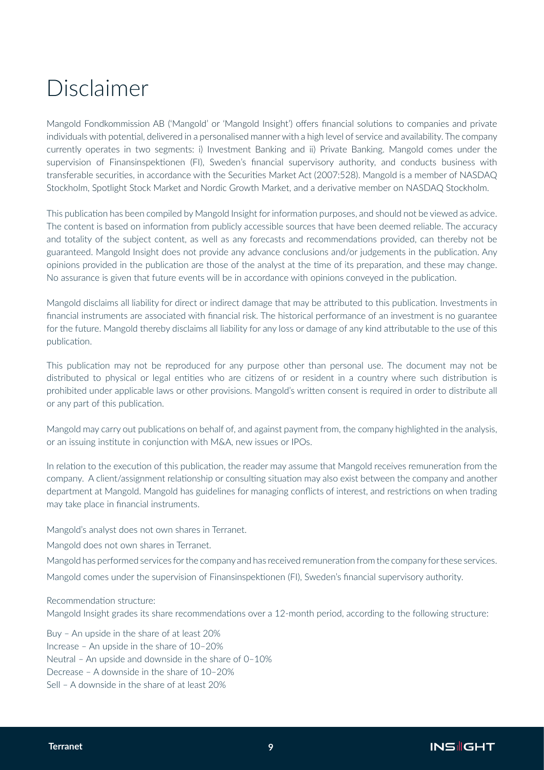# Disclaimer

Mangold Fondkommission AB ('Mangold' or 'Mangold Insight') offers financial solutions to companies and private individuals with potential, delivered in a personalised manner with a high level of service and availability. The company currently operates in two segments: i) Investment Banking and ii) Private Banking. Mangold comes under the supervision of Finansinspektionen (FI), Sweden's financial supervisory authority, and conducts business with transferable securities, in accordance with the Securities Market Act (2007:528). Mangold is a member of NASDAQ Stockholm, Spotlight Stock Market and Nordic Growth Market, and a derivative member on NASDAQ Stockholm.

This publication has been compiled by Mangold Insight for information purposes, and should not be viewed as advice. The content is based on information from publicly accessible sources that have been deemed reliable. The accuracy and totality of the subject content, as well as any forecasts and recommendations provided, can thereby not be guaranteed. Mangold Insight does not provide any advance conclusions and/or judgements in the publication. Any opinions provided in the publication are those of the analyst at the time of its preparation, and these may change. No assurance is given that future events will be in accordance with opinions conveyed in the publication.

Mangold disclaims all liability for direct or indirect damage that may be attributed to this publication. Investments in financial instruments are associated with financial risk. The historical performance of an investment is no guarantee for the future. Mangold thereby disclaims all liability for any loss or damage of any kind attributable to the use of this publication.

This publication may not be reproduced for any purpose other than personal use. The document may not be distributed to physical or legal entities who are citizens of or resident in a country where such distribution is prohibited under applicable laws or other provisions. Mangold's written consent is required in order to distribute all or any part of this publication.

Mangold may carry out publications on behalf of, and against payment from, the company highlighted in the analysis, or an issuing institute in conjunction with M&A, new issues or IPOs.

In relation to the execution of this publication, the reader may assume that Mangold receives remuneration from the company. A client/assignment relationship or consulting situation may also exist between the company and another department at Mangold. Mangold has guidelines for managing conflicts of interest, and restrictions on when trading may take place in financial instruments.

Mangold's analyst does not own shares in Terranet.

Mangold does not own shares in Terranet.

Mangold has performed services for the company and has received remuneration from the company for these services.

Mangold comes under the supervision of Finansinspektionen (FI), Sweden's financial supervisory authority.

Recommendation structure:
Mangold Insight grades its share recommendations over a 12-month period, according to the following structure:

Buy – An upside in the share of at least 20%
Increase – An upside in the share of 10–20%
Neutral – An upside and downside in the share of 0–10%
Decrease – A downside in the share of 10–20%
Sell – A downside in the share of at least 20%